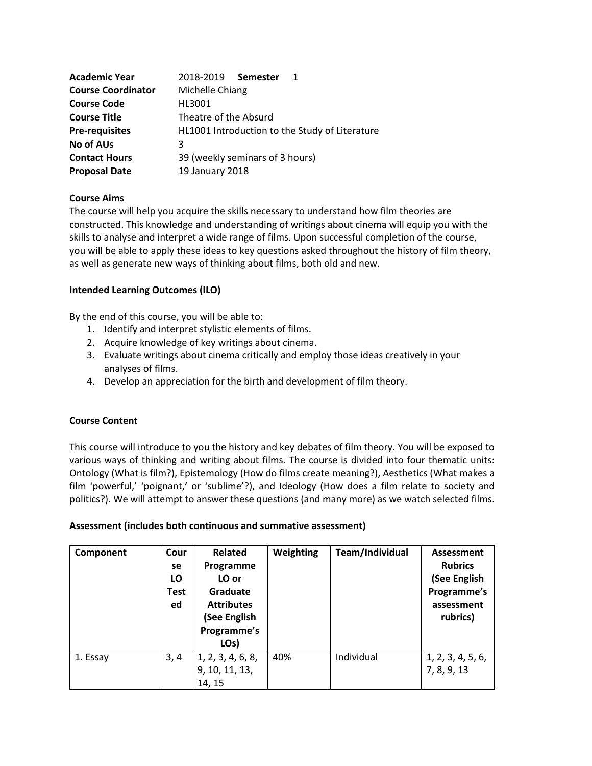| | |
|---|---|
| **Academic Year** | 2018-2019 **Semester** 1 |
| **Course Coordinator** | Michelle Chiang |
| **Course Code** | HL3001 |
| **Course Title** | Theatre of the Absurd |
| **Pre-requisites** | HL1001 Introduction to the Study of Literature |
| **No of AUs** | 3 |
| **Contact Hours** | 39 (weekly seminars of 3 hours) |
| **Proposal Date** | 19 January 2018 |

**Course Aims**

The course will help you acquire the skills necessary to understand how film theories are constructed. This knowledge and understanding of writings about cinema will equip you with the skills to analyse and interpret a wide range of films. Upon successful completion of the course, you will be able to apply these ideas to key questions asked throughout the history of film theory, as well as generate new ways of thinking about films, both old and new.

**Intended Learning Outcomes (ILO)**

By the end of this course, you will be able to:

1. Identify and interpret stylistic elements of films.
2. Acquire knowledge of key writings about cinema.
3. Evaluate writings about cinema critically and employ those ideas creatively in your analyses of films.
4. Develop an appreciation for the birth and development of film theory.

**Course Content**

This course will introduce to you the history and key debates of film theory. You will be exposed to various ways of thinking and writing about films. The course is divided into four thematic units: Ontology (What is film?), Epistemology (How do films create meaning?), Aesthetics (What makes a film 'powerful,' 'poignant,' or 'sublime'?), and Ideology (How does a film relate to society and politics?). We will attempt to answer these questions (and many more) as we watch selected films.

**Assessment (includes both continuous and summative assessment)**

| Component | Course LO Tested | Related Programme LO or Graduate Attributes (See English Programme's LOs) | Weighting | Team/Individual | Assessment Rubrics (See English Programme's assessment rubrics) |
|---|---|---|---|---|---|
| 1. Essay | 3, 4 | 1, 2, 3, 4, 6, 8, 9, 10, 11, 13, 14, 15 | 40% | Individual | 1, 2, 3, 4, 5, 6, 7, 8, 9, 13 |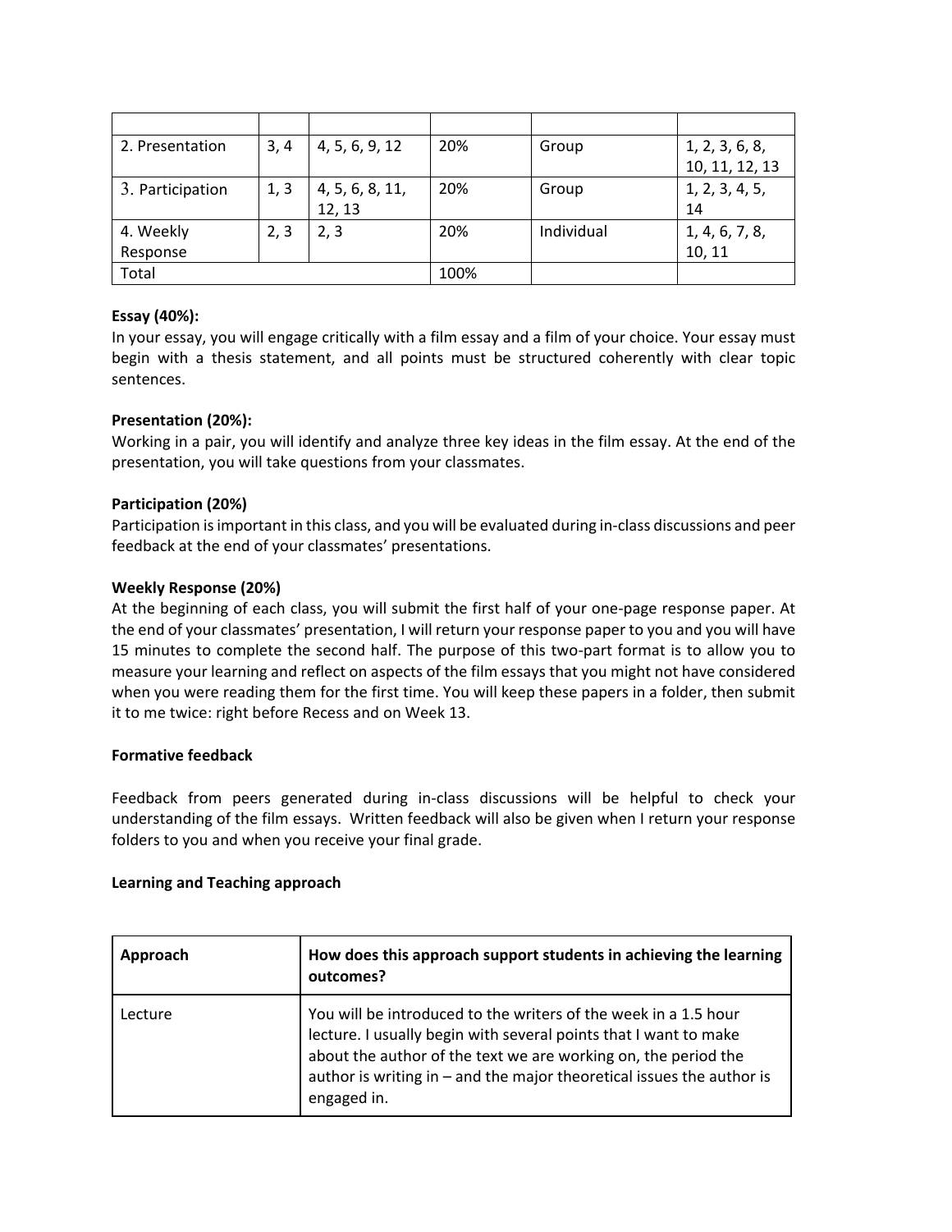| | | | | | |
|---|---|---|---|---|---|
| 2. Presentation | 3, 4 | 4, 5, 6, 9, 12 | 20% | Group | 1, 2, 3, 6, 8, 10, 11, 12, 13 |
| 3. Participation | 1, 3 | 4, 5, 6, 8, 11, 12, 13 | 20% | Group | 1, 2, 3, 4, 5, 14 |
| 4. Weekly Response | 2, 3 | 2, 3 | 20% | Individual | 1, 4, 6, 7, 8, 10, 11 |
| Total | | | 100% | | |

**Essay (40%):**
In your essay, you will engage critically with a film essay and a film of your choice. Your essay must begin with a thesis statement, and all points must be structured coherently with clear topic sentences.

**Presentation (20%):**
Working in a pair, you will identify and analyze three key ideas in the film essay. At the end of the presentation, you will take questions from your classmates.

**Participation (20%)**
Participation is important in this class, and you will be evaluated during in-class discussions and peer feedback at the end of your classmates' presentations.

**Weekly Response (20%)**
At the beginning of each class, you will submit the first half of your one-page response paper. At the end of your classmates' presentation, I will return your response paper to you and you will have 15 minutes to complete the second half. The purpose of this two-part format is to allow you to measure your learning and reflect on aspects of the film essays that you might not have considered when you were reading them for the first time. You will keep these papers in a folder, then submit it to me twice: right before Recess and on Week 13.

**Formative feedback**

Feedback from peers generated during in-class discussions will be helpful to check your understanding of the film essays. Written feedback will also be given when I return your response folders to you and when you receive your final grade.

**Learning and Teaching approach**

| **Approach** | **How does this approach support students in achieving the learning outcomes?** |
|---|---|
| Lecture | You will be introduced to the writers of the week in a 1.5 hour lecture. I usually begin with several points that I want to make about the author of the text we are working on, the period the author is writing in – and the major theoretical issues the author is engaged in. |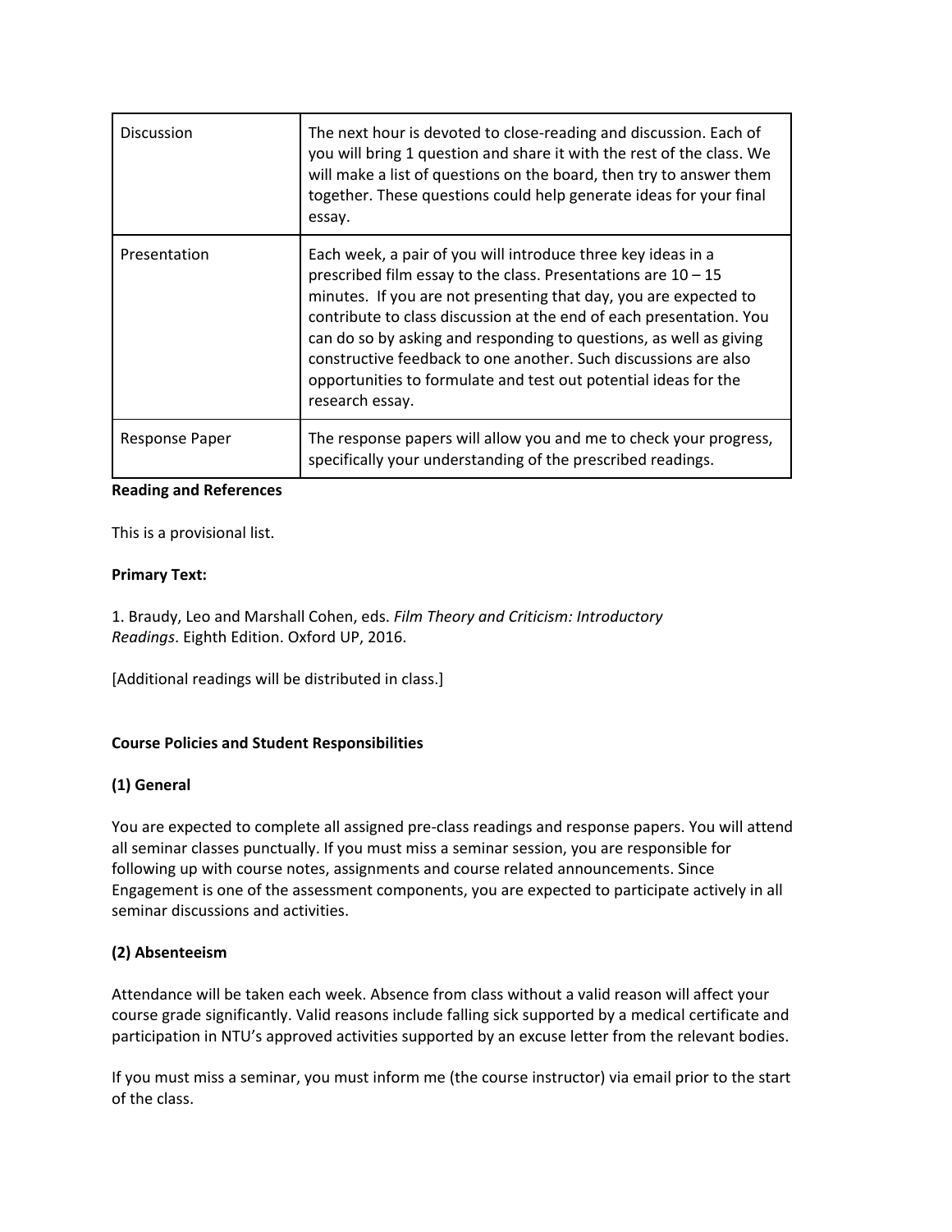| Discussion | The next hour is devoted to close-reading and discussion. Each of you will bring 1 question and share it with the rest of the class. We will make a list of questions on the board, then try to answer them together. These questions could help generate ideas for your final essay. |
|---|---|
| Presentation | Each week, a pair of you will introduce three key ideas in a prescribed film essay to the class. Presentations are 10 – 15 minutes. If you are not presenting that day, you are expected to contribute to class discussion at the end of each presentation. You can do so by asking and responding to questions, as well as giving constructive feedback to one another. Such discussions are also opportunities to formulate and test out potential ideas for the research essay. |
| Response Paper | The response papers will allow you and me to check your progress, specifically your understanding of the prescribed readings. |

**Reading and References**

This is a provisional list.

**Primary Text:**

1. Braudy, Leo and Marshall Cohen, eds. *Film Theory and Criticism: Introductory Readings*. Eighth Edition. Oxford UP, 2016.

[Additional readings will be distributed in class.]

**Course Policies and Student Responsibilities**

**(1) General**

You are expected to complete all assigned pre-class readings and response papers. You will attend all seminar classes punctually. If you must miss a seminar session, you are responsible for following up with course notes, assignments and course related announcements. Since Engagement is one of the assessment components, you are expected to participate actively in all seminar discussions and activities.

**(2) Absenteeism**

Attendance will be taken each week. Absence from class without a valid reason will affect your course grade significantly. Valid reasons include falling sick supported by a medical certificate and participation in NTU's approved activities supported by an excuse letter from the relevant bodies.

If you must miss a seminar, you must inform me (the course instructor) via email prior to the start of the class.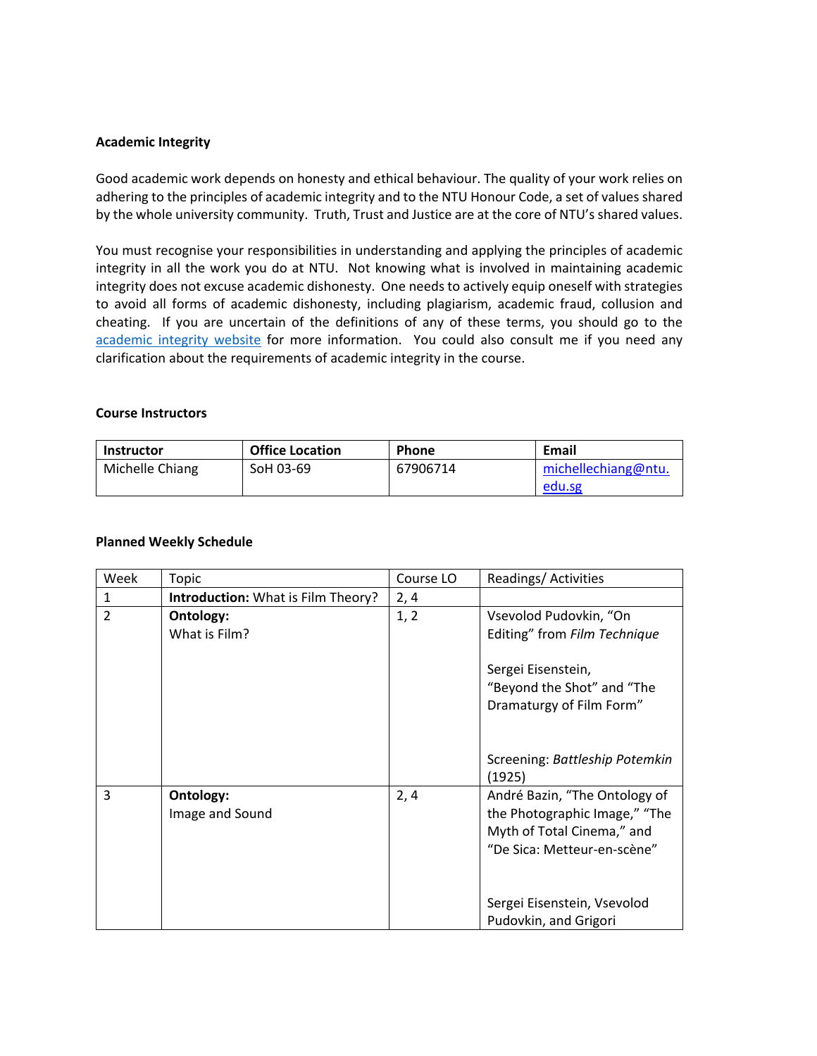### Academic Integrity

Good academic work depends on honesty and ethical behaviour. The quality of your work relies on adhering to the principles of academic integrity and to the NTU Honour Code, a set of values shared by the whole university community. Truth, Trust and Justice are at the core of NTU's shared values.

You must recognise your responsibilities in understanding and applying the principles of academic integrity in all the work you do at NTU. Not knowing what is involved in maintaining academic integrity does not excuse academic dishonesty. One needs to actively equip oneself with strategies to avoid all forms of academic dishonesty, including plagiarism, academic fraud, collusion and cheating. If you are uncertain of the definitions of any of these terms, you should go to the [academic integrity website](#) for more information. You could also consult me if you need any clarification about the requirements of academic integrity in the course.

### Course Instructors

| Instructor | Office Location | Phone | Email |
|---|---|---|---|
| Michelle Chiang | SoH 03-69 | 67906714 | michellechiang@ntu.edu.sg |

### Planned Weekly Schedule

| Week | Topic | Course LO | Readings/ Activities |
|---|---|---|---|
| 1 | **Introduction:** What is Film Theory? | 2, 4 | |
| 2 | **Ontology:**<br>What is Film? | 1, 2 | Vsevolod Pudovkin, "On Editing" from *Film Technique*<br><br>Sergei Eisenstein, "Beyond the Shot" and "The Dramaturgy of Film Form"<br><br>Screening: *Battleship Potemkin* (1925) |
| 3 | **Ontology:**<br>Image and Sound | 2, 4 | André Bazin, "The Ontology of the Photographic Image," "The Myth of Total Cinema," and "De Sica: Metteur-en-scène"<br><br>Sergei Eisenstein, Vsevolod Pudovkin, and Grigori |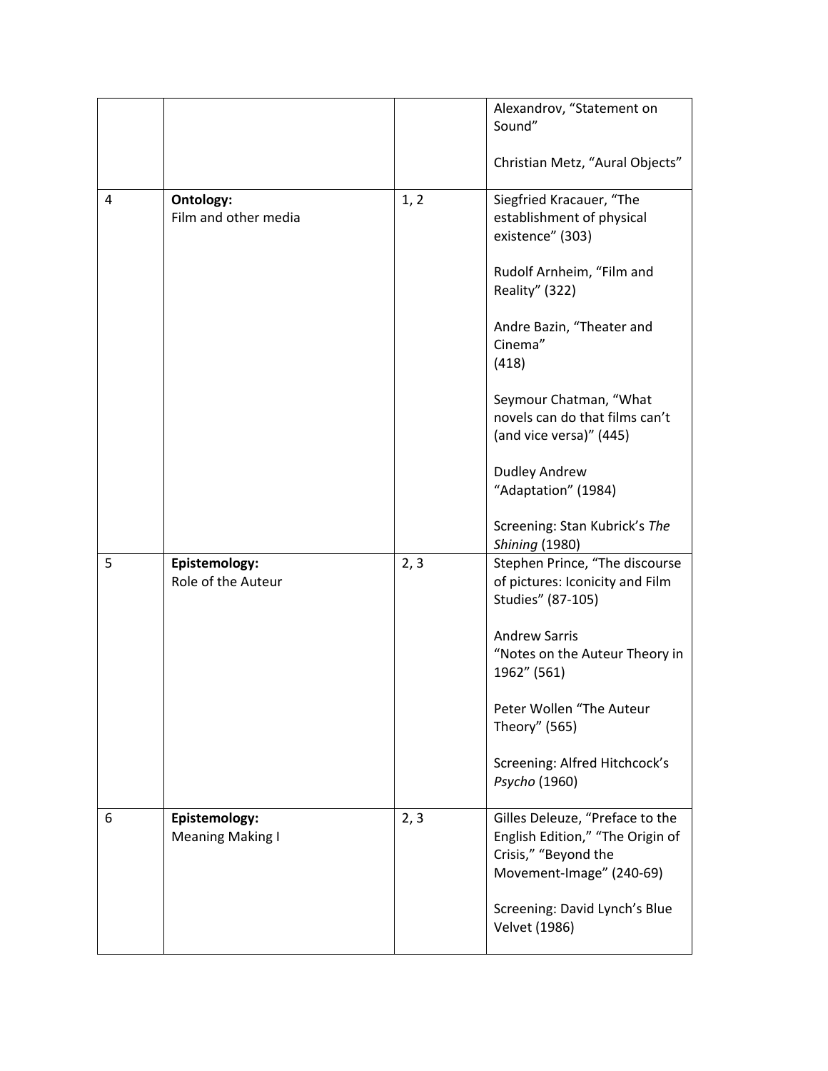| | | | |
|---|---|---|---|
| | | | Alexandrov, "Statement on Sound"<br><br>Christian Metz, "Aural Objects" |
| 4 | **Ontology:**<br>Film and other media | 1, 2 | Siegfried Kracauer, "The establishment of physical existence" (303)<br><br>Rudolf Arnheim, "Film and Reality" (322)<br><br>Andre Bazin, "Theater and Cinema"<br>(418)<br><br>Seymour Chatman, "What novels can do that films can't (and vice versa)" (445)<br><br>Dudley Andrew<br>"Adaptation" (1984)<br><br>Screening: Stan Kubrick's *The Shining* (1980) |
| 5 | **Epistemology:**<br>Role of the Auteur | 2, 3 | Stephen Prince, "The discourse of pictures: Iconicity and Film Studies" (87-105)<br><br>Andrew Sarris<br>"Notes on the Auteur Theory in 1962" (561)<br><br>Peter Wollen "The Auteur Theory" (565)<br><br>Screening: Alfred Hitchcock's *Psycho* (1960) |
| 6 | **Epistemology:**<br>Meaning Making I | 2, 3 | Gilles Deleuze, "Preface to the English Edition," "The Origin of Crisis," "Beyond the Movement-Image" (240-69)<br><br>Screening: David Lynch's Blue Velvet (1986) |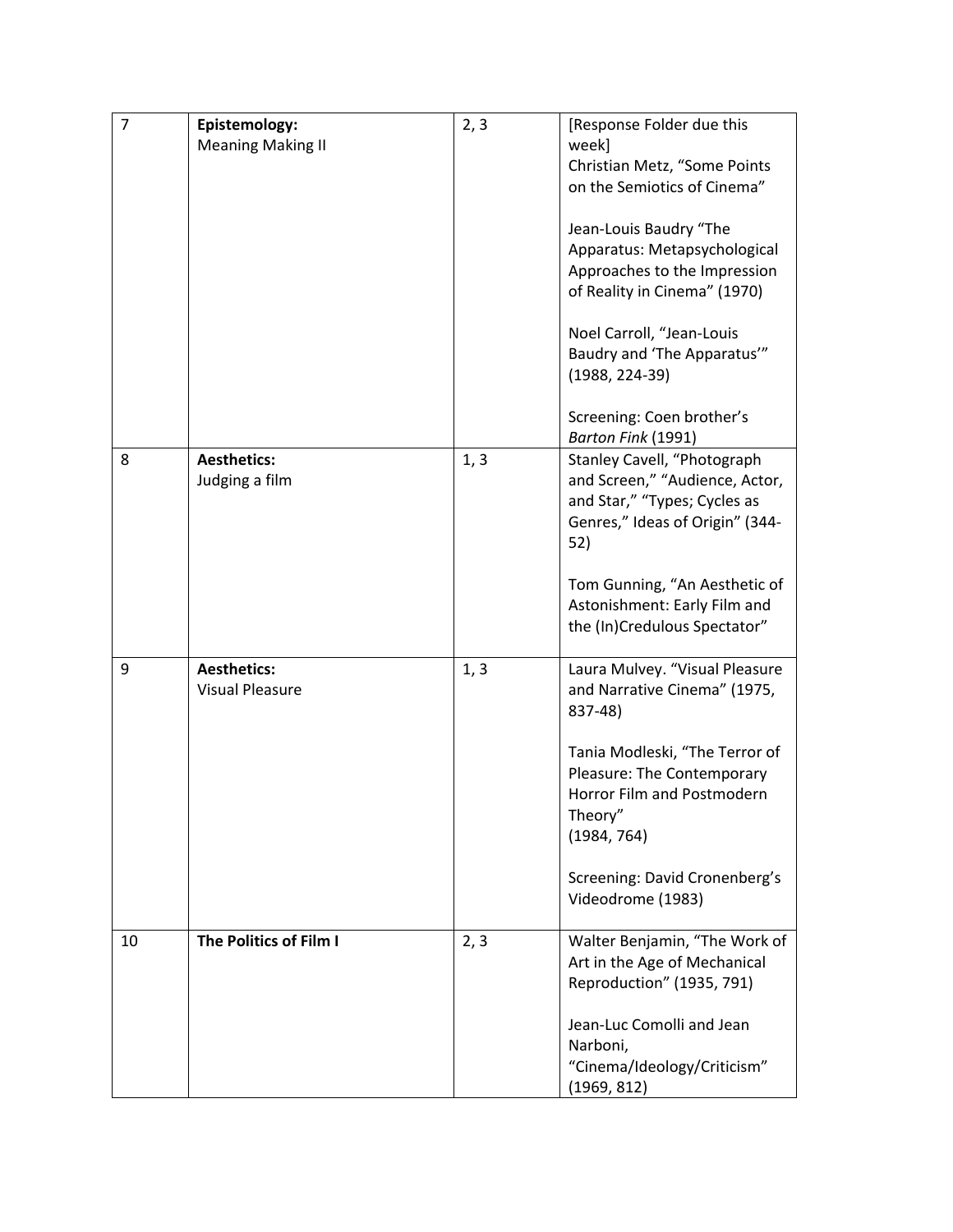| 7 | **Epistemology:** Meaning Making II | 2, 3 | [Response Folder due this week] Christian Metz, "Some Points on the Semiotics of Cinema"<br><br>Jean-Louis Baudry "The Apparatus: Metapsychological Approaches to the Impression of Reality in Cinema" (1970)<br><br>Noel Carroll, "Jean-Louis Baudry and 'The Apparatus'" (1988, 224-39)<br><br>Screening: Coen brother's *Barton Fink* (1991) |
|---|---|---|---|
| 8 | **Aesthetics:** Judging a film | 1, 3 | Stanley Cavell, "Photograph and Screen," "Audience, Actor, and Star," "Types; Cycles as Genres," Ideas of Origin" (344-52)<br><br>Tom Gunning, "An Aesthetic of Astonishment: Early Film and the (In)Credulous Spectator" |
| 9 | **Aesthetics:** Visual Pleasure | 1, 3 | Laura Mulvey. "Visual Pleasure and Narrative Cinema" (1975, 837-48)<br><br>Tania Modleski, "The Terror of Pleasure: The Contemporary Horror Film and Postmodern Theory" (1984, 764)<br><br>Screening: David Cronenberg's Videodrome (1983) |
| 10 | **The Politics of Film I** | 2, 3 | Walter Benjamin, "The Work of Art in the Age of Mechanical Reproduction" (1935, 791)<br><br>Jean-Luc Comolli and Jean Narboni, "Cinema/Ideology/Criticism" (1969, 812) |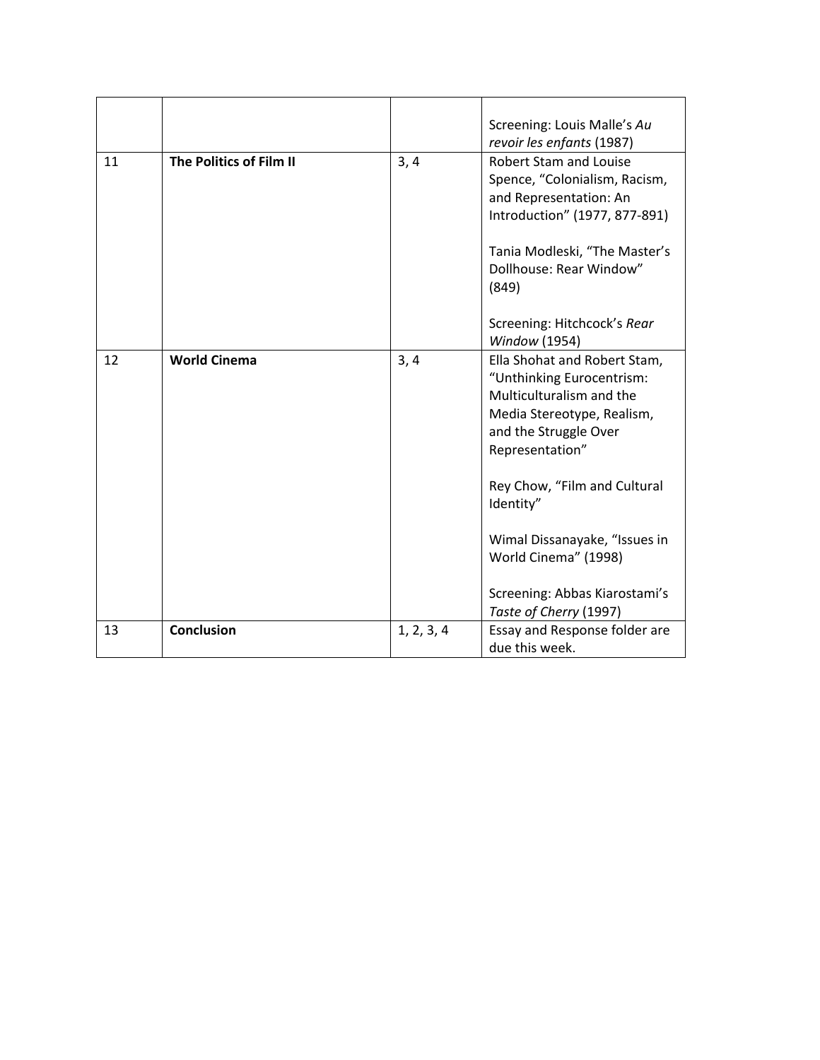| | | | |
|---|---|---|---|
| | | | Screening: Louis Malle's *Au revoir les enfants* (1987) |
| 11 | **The Politics of Film II** | 3, 4 | Robert Stam and Louise Spence, "Colonialism, Racism, and Representation: An Introduction" (1977, 877-891)<br><br>Tania Modleski, "The Master's Dollhouse: Rear Window" (849)<br><br>Screening: Hitchcock's *Rear Window* (1954) |
| 12 | **World Cinema** | 3, 4 | Ella Shohat and Robert Stam, "Unthinking Eurocentrism: Multiculturalism and the Media Stereotype, Realism, and the Struggle Over Representation"<br><br>Rey Chow, "Film and Cultural Identity"<br><br>Wimal Dissanayake, "Issues in World Cinema" (1998)<br><br>Screening: Abbas Kiarostami's *Taste of Cherry* (1997) |
| 13 | **Conclusion** | 1, 2, 3, 4 | Essay and Response folder are due this week. |